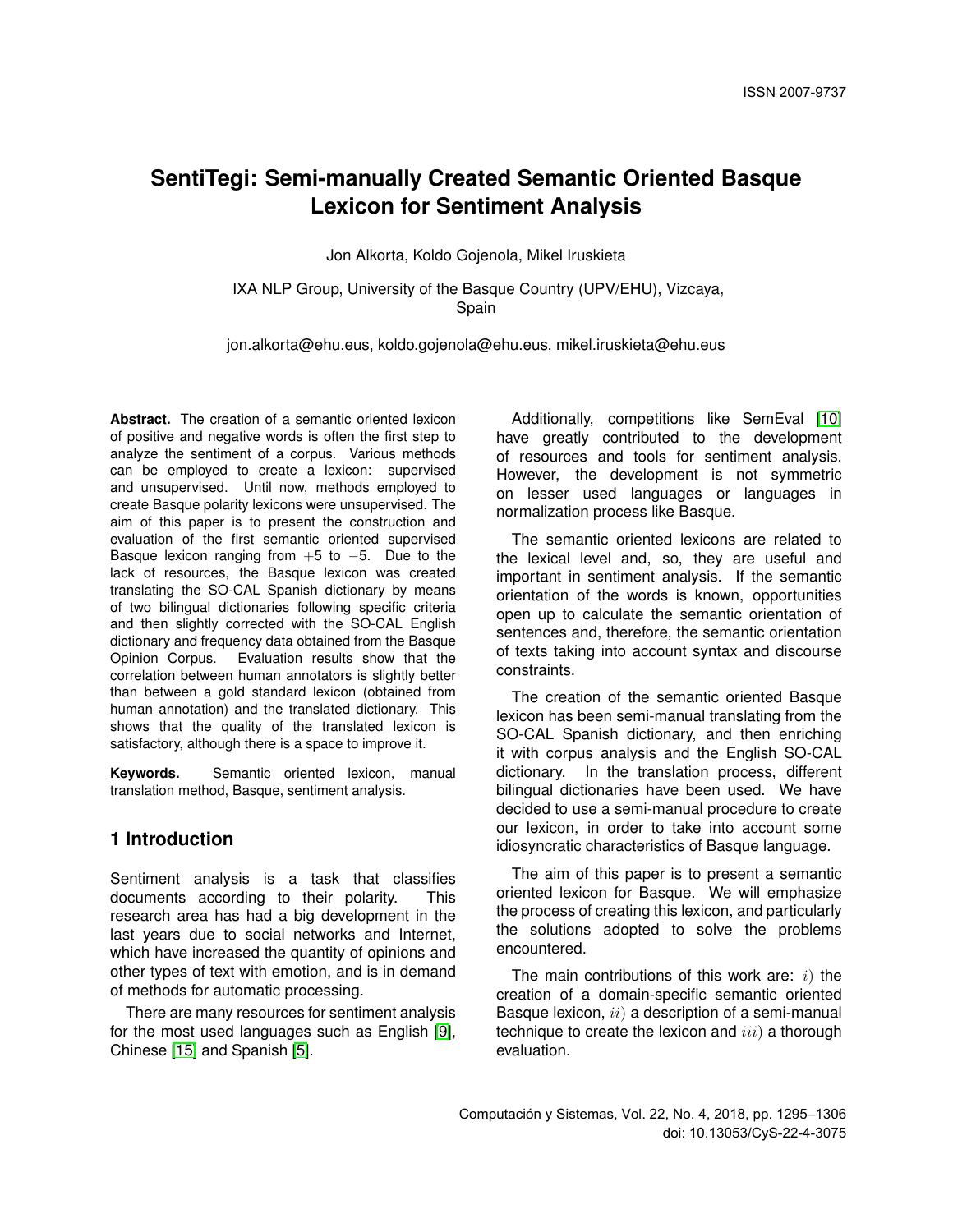# SentiTegi: Semi-manually Created Semantic Oriented Basque Lexicon for Sentiment Analysis

Jon Alkorta, Koldo Gojenola, Mikel Iruskieta

IXA NLP Group, University of the Basque Country (UPV/EHU), Vizcaya, Spain

jon.alkorta@ehu.eus, koldo.gojenola@ehu.eus, mikel.iruskieta@ehu.eus

**Abstract.** The creation of a semantic oriented lexicon of positive and negative words is often the first step to analyze the sentiment of a corpus. Various methods can be employed to create a lexicon: supervised and unsupervised. Until now, methods employed to create Basque polarity lexicons were unsupervised. The aim of this paper is to present the construction and evaluation of the first semantic oriented supervised Basque lexicon ranging from $+5$ to $-5$. Due to the lack of resources, the Basque lexicon was created translating the SO-CAL Spanish dictionary by means of two bilingual dictionaries following specific criteria and then slightly corrected with the SO-CAL English dictionary and frequency data obtained from the Basque Opinion Corpus. Evaluation results show that the correlation between human annotators is slightly better than between a gold standard lexicon (obtained from human annotation) and the translated dictionary. This shows that the quality of the translated lexicon is satisfactory, although there is a space to improve it.

**Keywords.** Semantic oriented lexicon, manual translation method, Basque, sentiment analysis.

## 1 Introduction

Sentiment analysis is a task that classifies documents according to their polarity. This research area has had a big development in the last years due to social networks and Internet, which have increased the quantity of opinions and other types of text with emotion, and is in demand of methods for automatic processing.

There are many resources for sentiment analysis for the most used languages such as English [9], Chinese [15] and Spanish [5].

Additionally, competitions like SemEval [10] have greatly contributed to the development of resources and tools for sentiment analysis. However, the development is not symmetric on lesser used languages or languages in normalization process like Basque.

The semantic oriented lexicons are related to the lexical level and, so, they are useful and important in sentiment analysis. If the semantic orientation of the words is known, opportunities open up to calculate the semantic orientation of sentences and, therefore, the semantic orientation of texts taking into account syntax and discourse constraints.

The creation of the semantic oriented Basque lexicon has been semi-manual translating from the SO-CAL Spanish dictionary, and then enriching it with corpus analysis and the English SO-CAL dictionary. In the translation process, different bilingual dictionaries have been used. We have decided to use a semi-manual procedure to create our lexicon, in order to take into account some idiosyncratic characteristics of Basque language.

The aim of this paper is to present a semantic oriented lexicon for Basque. We will emphasize the process of creating this lexicon, and particularly the solutions adopted to solve the problems encountered.

The main contributions of this work are: $i)$ the creation of a domain-specific semantic oriented Basque lexicon, $ii)$ a description of a semi-manual technique to create the lexicon and $iii)$ a thorough evaluation.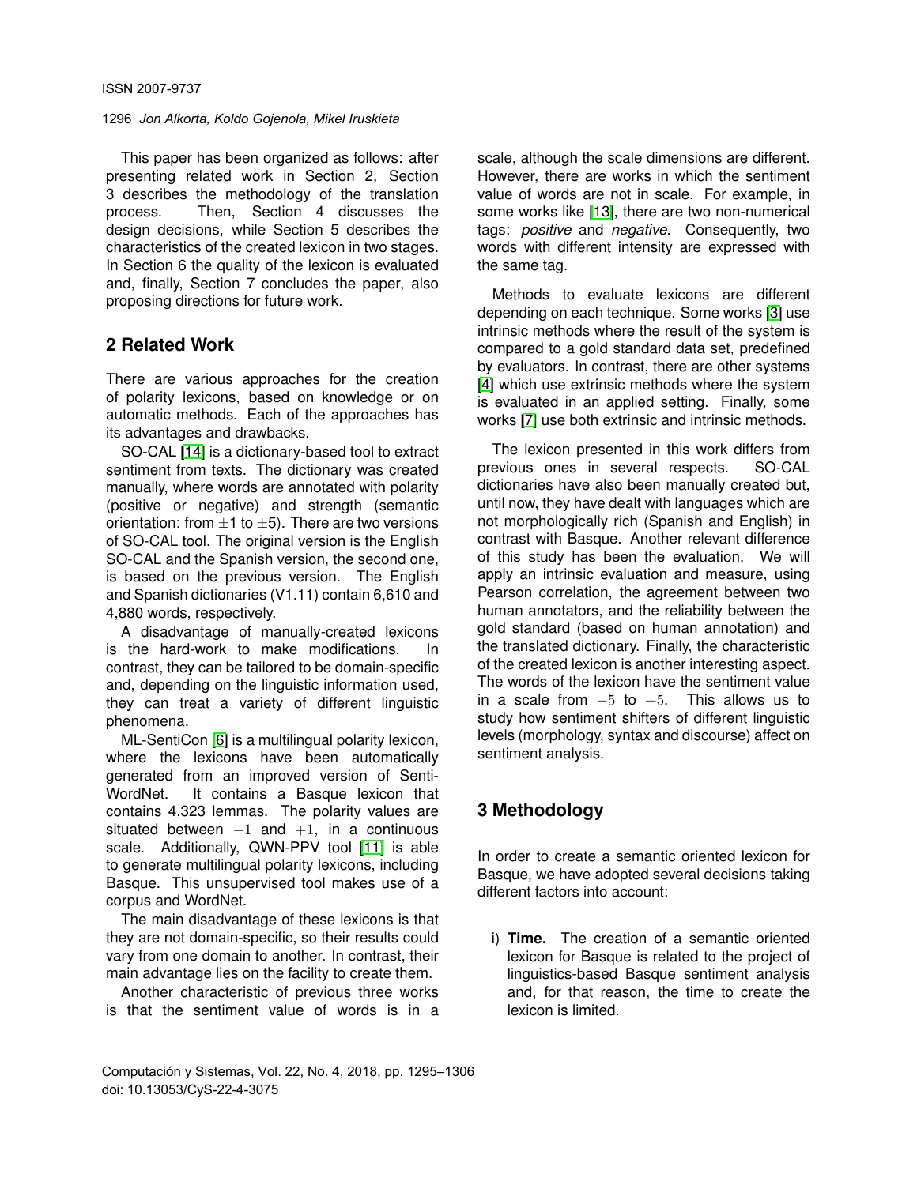This paper has been organized as follows: after presenting related work in Section 2, Section 3 describes the methodology of the translation process. Then, Section 4 discusses the design decisions, while Section 5 describes the characteristics of the created lexicon in two stages. In Section 6 the quality of the lexicon is evaluated and, finally, Section 7 concludes the paper, also proposing directions for future work.

## 2 Related Work

There are various approaches for the creation of polarity lexicons, based on knowledge or on automatic methods. Each of the approaches has its advantages and drawbacks.

SO-CAL [14] is a dictionary-based tool to extract sentiment from texts. The dictionary was created manually, where words are annotated with polarity (positive or negative) and strength (semantic orientation: from $\pm 1$ to $\pm 5$). There are two versions of SO-CAL tool. The original version is the English SO-CAL and the Spanish version, the second one, is based on the previous version. The English and Spanish dictionaries (V1.11) contain 6,610 and 4,880 words, respectively.

A disadvantage of manually-created lexicons is the hard-work to make modifications. In contrast, they can be tailored to be domain-specific and, depending on the linguistic information used, they can treat a variety of different linguistic phenomena.

ML-SentiCon [6] is a multilingual polarity lexicon, where the lexicons have been automatically generated from an improved version of Senti-WordNet. It contains a Basque lexicon that contains 4,323 lemmas. The polarity values are situated between $-1$ and $+1$, in a continuous scale. Additionally, QWN-PPV tool [11] is able to generate multilingual polarity lexicons, including Basque. This unsupervised tool makes use of a corpus and WordNet.

The main disadvantage of these lexicons is that they are not domain-specific, so their results could vary from one domain to another. In contrast, their main advantage lies on the facility to create them.

Another characteristic of previous three works is that the sentiment value of words is in a scale, although the scale dimensions are different. However, there are works in which the sentiment value of words are not in scale. For example, in some works like [13], there are two non-numerical tags: *positive* and *negative*. Consequently, two words with different intensity are expressed with the same tag.

Methods to evaluate lexicons are different depending on each technique. Some works [3] use intrinsic methods where the result of the system is compared to a gold standard data set, predefined by evaluators. In contrast, there are other systems [4] which use extrinsic methods where the system is evaluated in an applied setting. Finally, some works [7] use both extrinsic and intrinsic methods.

The lexicon presented in this work differs from previous ones in several respects. SO-CAL dictionaries have also been manually created but, until now, they have dealt with languages which are not morphologically rich (Spanish and English) in contrast with Basque. Another relevant difference of this study has been the evaluation. We will apply an intrinsic evaluation and measure, using Pearson correlation, the agreement between two human annotators, and the reliability between the gold standard (based on human annotation) and the translated dictionary. Finally, the characteristic of the created lexicon is another interesting aspect. The words of the lexicon have the sentiment value in a scale from $-5$ to $+5$. This allows us to study how sentiment shifters of different linguistic levels (morphology, syntax and discourse) affect on sentiment analysis.

## 3 Methodology

In order to create a semantic oriented lexicon for Basque, we have adopted several decisions taking different factors into account:

i) **Time.** The creation of a semantic oriented lexicon for Basque is related to the project of linguistics-based Basque sentiment analysis and, for that reason, the time to create the lexicon is limited.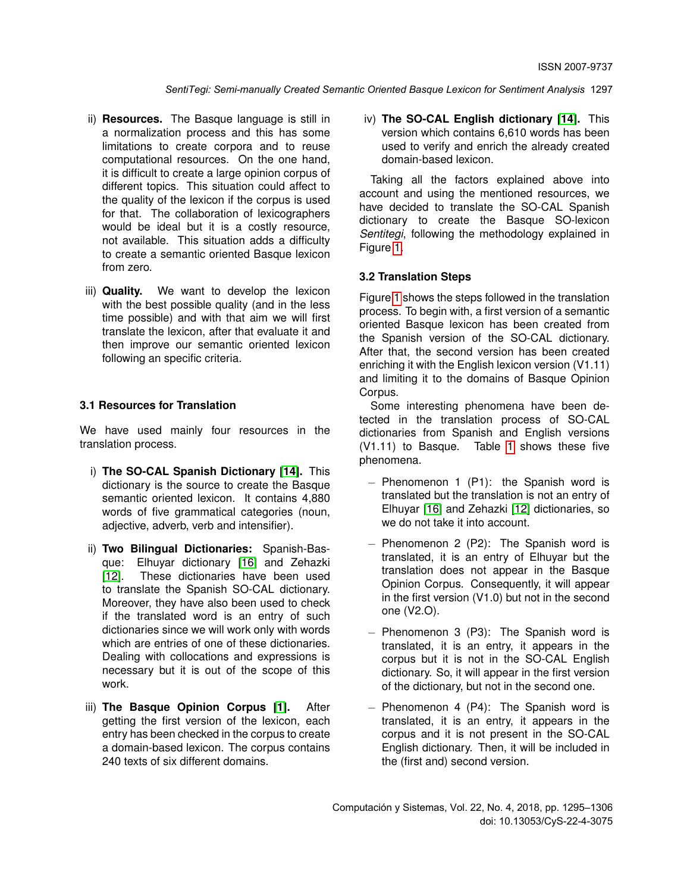ii) **Resources.** The Basque language is still in a normalization process and this has some limitations to create corpora and to reuse computational resources. On the one hand, it is difficult to create a large opinion corpus of different topics. This situation could affect to the quality of the lexicon if the corpus is used for that. The collaboration of lexicographers would be ideal but it is a costly resource, not available. This situation adds a difficulty to create a semantic oriented Basque lexicon from zero.

iii) **Quality.** We want to develop the lexicon with the best possible quality (and in the less time possible) and with that aim we will first translate the lexicon, after that evaluate it and then improve our semantic oriented lexicon following an specific criteria.

### 3.1 Resources for Translation

We have used mainly four resources in the translation process.

i) **The SO-CAL Spanish Dictionary [14].** This dictionary is the source to create the Basque semantic oriented lexicon. It contains 4,880 words of five grammatical categories (noun, adjective, adverb, verb and intensifier).

ii) **Two Bilingual Dictionaries:** Spanish-Basque: Elhuyar dictionary [16] and Zehazki [12]. These dictionaries have been used to translate the Spanish SO-CAL dictionary. Moreover, they have also been used to check if the translated word is an entry of such dictionaries since we will work only with words which are entries of one of these dictionaries. Dealing with collocations and expressions is necessary but it is out of the scope of this work.

iii) **The Basque Opinion Corpus [1].** After getting the first version of the lexicon, each entry has been checked in the corpus to create a domain-based lexicon. The corpus contains 240 texts of six different domains.

iv) **The SO-CAL English dictionary [14].** This version which contains 6,610 words has been used to verify and enrich the already created domain-based lexicon.

Taking all the factors explained above into account and using the mentioned resources, we have decided to translate the SO-CAL Spanish dictionary to create the Basque SO-lexicon *Sentitegi*, following the methodology explained in Figure 1.

### 3.2 Translation Steps

Figure 1 shows the steps followed in the translation process. To begin with, a first version of a semantic oriented Basque lexicon has been created from the Spanish version of the SO-CAL dictionary. After that, the second version has been created enriching it with the English lexicon version (V1.11) and limiting it to the domains of Basque Opinion Corpus.

Some interesting phenomena have been detected in the translation process of SO-CAL dictionaries from Spanish and English versions (V1.11) to Basque. Table 1 shows these five phenomena.

- Phenomenon 1 (P1): the Spanish word is translated but the translation is not an entry of Elhuyar [16] and Zehazki [12] dictionaries, so we do not take it into account.
- Phenomenon 2 (P2): The Spanish word is translated, it is an entry of Elhuyar but the translation does not appear in the Basque Opinion Corpus. Consequently, it will appear in the first version (V1.0) but not in the second one (V2.O).
- Phenomenon 3 (P3): The Spanish word is translated, it is an entry, it appears in the corpus but it is not in the SO-CAL English dictionary. So, it will appear in the first version of the dictionary, but not in the second one.
- Phenomenon 4 (P4): The Spanish word is translated, it is an entry, it appears in the corpus and it is not present in the SO-CAL English dictionary. Then, it will be included in the (first and) second version.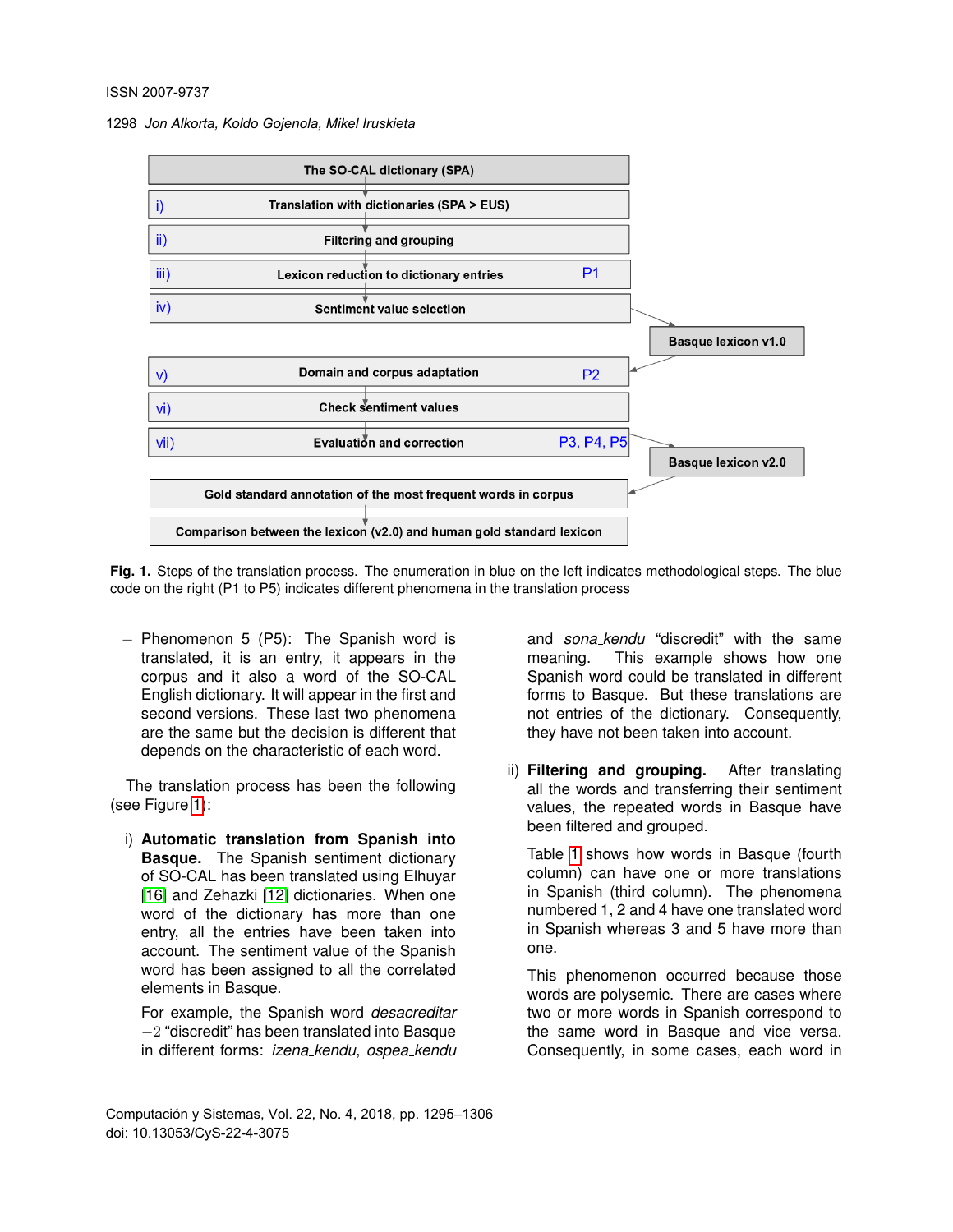The SO-CAL dictionary (SPA)

i) Translation with dictionaries (SPA > EUS)

ii) Filtering and grouping

iii) Lexicon reduction to dictionary entries P1

iv) Sentiment value selection

Basque lexicon v1.0

v) Domain and corpus adaptation P2

vi) Check sentiment values

vii) Evaluation and correction P3, P4, P5

Basque lexicon v2.0

Gold standard annotation of the most frequent words in corpus

Comparison between the lexicon (v2.0) and human gold standard lexicon

**Fig. 1.** Steps of the translation process. The enumeration in blue on the left indicates methodological steps. The blue code on the right (P1 to P5) indicates different phenomena in the translation process

– Phenomenon 5 (P5): The Spanish word is translated, it is an entry, it appears in the corpus and it also a word of the SO-CAL English dictionary. It will appear in the first and second versions. These last two phenomena are the same but the decision is different that depends on the characteristic of each word.

The translation process has been the following (see Figure 1):

i) **Automatic translation from Spanish into Basque.** The Spanish sentiment dictionary of SO-CAL has been translated using Elhuyar [16] and Zehazki [12] dictionaries. When one word of the dictionary has more than one entry, all the entries have been taken into account. The sentiment value of the Spanish word has been assigned to all the correlated elements in Basque.

   For example, the Spanish word *desacreditar* $-2$ "discredit" has been translated into Basque in different forms: *izena_kendu*, *ospea_kendu* and *sona_kendu* "discredit" with the same meaning. This example shows how one Spanish word could be translated in different forms to Basque. But these translations are not entries of the dictionary. Consequently, they have not been taken into account.

ii) **Filtering and grouping.** After translating all the words and transferring their sentiment values, the repeated words in Basque have been filtered and grouped.

   Table 1 shows how words in Basque (fourth column) can have one or more translations in Spanish (third column). The phenomena numbered 1, 2 and 4 have one translated word in Spanish whereas 3 and 5 have more than one.

   This phenomenon occurred because those words are polysemic. There are cases where two or more words in Spanish correspond to the same word in Basque and vice versa. Consequently, in some cases, each word in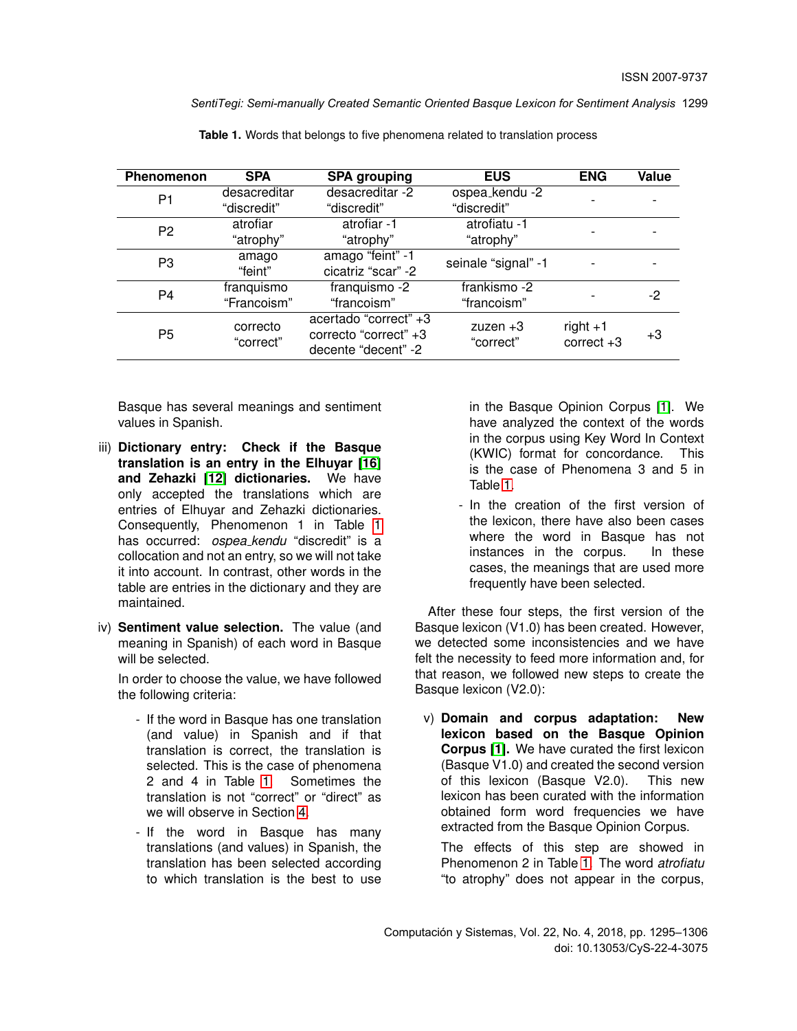**Table 1.** Words that belongs to five phenomena related to translation process

| Phenomenon | SPA | SPA grouping | EUS | ENG | Value |
|---|---|---|---|---|---|
| P1 | desacreditar "discredit" | desacreditar -2 "discredit" | ospea_kendu -2 "discredit" | - | - |
| P2 | atrofiar "atrophy" | atrofiar -1 "atrophy" | atrofiatu -1 "atrophy" | - | - |
| P3 | amago "feint" | amago "feint" -1 cicatriz "scar" -2 | seinale "signal" -1 | - | - |
| P4 | franquismo "Francoism" | franquismo -2 "francoism" | frankismo -2 "francoism" | - | -2 |
| P5 | correcto "correct" | acertado "correct" +3 correcto "correct" +3 decente "decent" -2 | zuzen +3 "correct" | right +1 correct +3 | +3 |

Basque has several meanings and sentiment values in Spanish.

iii) **Dictionary entry: Check if the Basque translation is an entry in the Elhuyar [16] and Zehazki [12] dictionaries.** We have only accepted the translations which are entries of Elhuyar and Zehazki dictionaries. Consequently, Phenomenon 1 in Table 1 has occurred: *ospea_kendu* "discredit" is a collocation and not an entry, so we will not take it into account. In contrast, other words in the table are entries in the dictionary and they are maintained.

iv) **Sentiment value selection.** The value (and meaning in Spanish) of each word in Basque will be selected.

In order to choose the value, we have followed the following criteria:

- If the word in Basque has one translation (and value) in Spanish and if that translation is correct, the translation is selected. This is the case of phenomena 2 and 4 in Table 1. Sometimes the translation is not "correct" or "direct" as we will observe in Section 4.
- If the word in Basque has many translations (and values) in Spanish, the translation has been selected according to which translation is the best to use in the Basque Opinion Corpus [1]. We have analyzed the context of the words in the corpus using Key Word In Context (KWIC) format for concordance. This is the case of Phenomena 3 and 5 in Table 1.
- In the creation of the first version of the lexicon, there have also been cases where the word in Basque has not instances in the corpus. In these cases, the meanings that are used more frequently have been selected.

After these four steps, the first version of the Basque lexicon (V1.0) has been created. However, we detected some inconsistencies and we have felt the necessity to feed more information and, for that reason, we followed new steps to create the Basque lexicon (V2.0):

v) **Domain and corpus adaptation: New lexicon based on the Basque Opinion Corpus [1].** We have curated the first lexicon (Basque V1.0) and created the second version of this lexicon (Basque V2.0). This new lexicon has been curated with the information obtained form word frequencies we have extracted from the Basque Opinion Corpus.

The effects of this step are showed in Phenomenon 2 in Table 1. The word *atrofiatu* "to atrophy" does not appear in the corpus,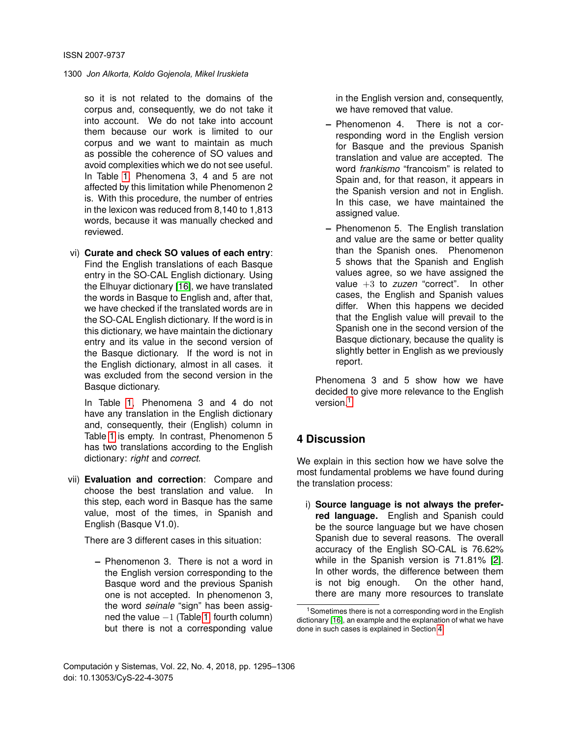so it is not related to the domains of the corpus and, consequently, we do not take it into account. We do not take into account them because our work is limited to our corpus and we want to maintain as much as possible the coherence of SO values and avoid complexities which we do not see useful. In Table 1 Phenomena 3, 4 and 5 are not affected by this limitation while Phenomenon 2 is. With this procedure, the number of entries in the lexicon was reduced from 8,140 to 1,813 words, because it was manually checked and reviewed.

vi) **Curate and check SO values of each entry**: Find the English translations of each Basque entry in the SO-CAL English dictionary. Using the Elhuyar dictionary [16], we have translated the words in Basque to English and, after that, we have checked if the translated words are in the SO-CAL English dictionary. If the word is in this dictionary, we have maintain the dictionary entry and its value in the second version of the Basque dictionary. If the word is not in the English dictionary, almost in all cases. it was excluded from the second version in the Basque dictionary.

   In Table 1, Phenomena 3 and 4 do not have any translation in the English dictionary and, consequently, their (English) column in Table 1 is empty. In contrast, Phenomenon 5 has two translations according to the English dictionary: *right* and *correct*.

vii) **Evaluation and correction**: Compare and choose the best translation and value. In this step, each word in Basque has the same value, most of the times, in Spanish and English (Basque V1.0).

   There are 3 different cases in this situation:

   – Phenomenon 3. There is not a word in the English version corresponding to the Basque word and the previous Spanish one is not accepted. In phenomenon 3, the word *seinale* "sign" has been assigned the value $-1$ (Table 1 fourth column) but there is not a corresponding value in the English version and, consequently, we have removed that value.

   – Phenomenon 4. There is not a corresponding word in the English version for Basque and the previous Spanish translation and value are accepted. The word *frankismo* "francoism" is related to Spain and, for that reason, it appears in the Spanish version and not in English. In this case, we have maintained the assigned value.

   – Phenomenon 5. The English translation and value are the same or better quality than the Spanish ones. Phenomenon 5 shows that the Spanish and English values agree, so we have assigned the value $+3$ to *zuzen* "correct". In other cases, the English and Spanish values differ. When this happens we decided that the English value will prevail to the Spanish one in the second version of the Basque dictionary, because the quality is slightly better in English as we previously report.

   Phenomena 3 and 5 show how we have decided to give more relevance to the English version.[1]

# 4 Discussion

We explain in this section how we have solve the most fundamental problems we have found during the translation process:

i) **Source language is not always the preferred language.** English and Spanish could be the source language but we have chosen Spanish due to several reasons. The overall accuracy of the English SO-CAL is 76.62% while in the Spanish version is 71.81% [2]. In other words, the difference between them is not big enough. On the other hand, there are many more resources to translate

[1] Sometimes there is not a corresponding word in the English dictionary [16], an example and the explanation of what we have done in such cases is explained in Section 4.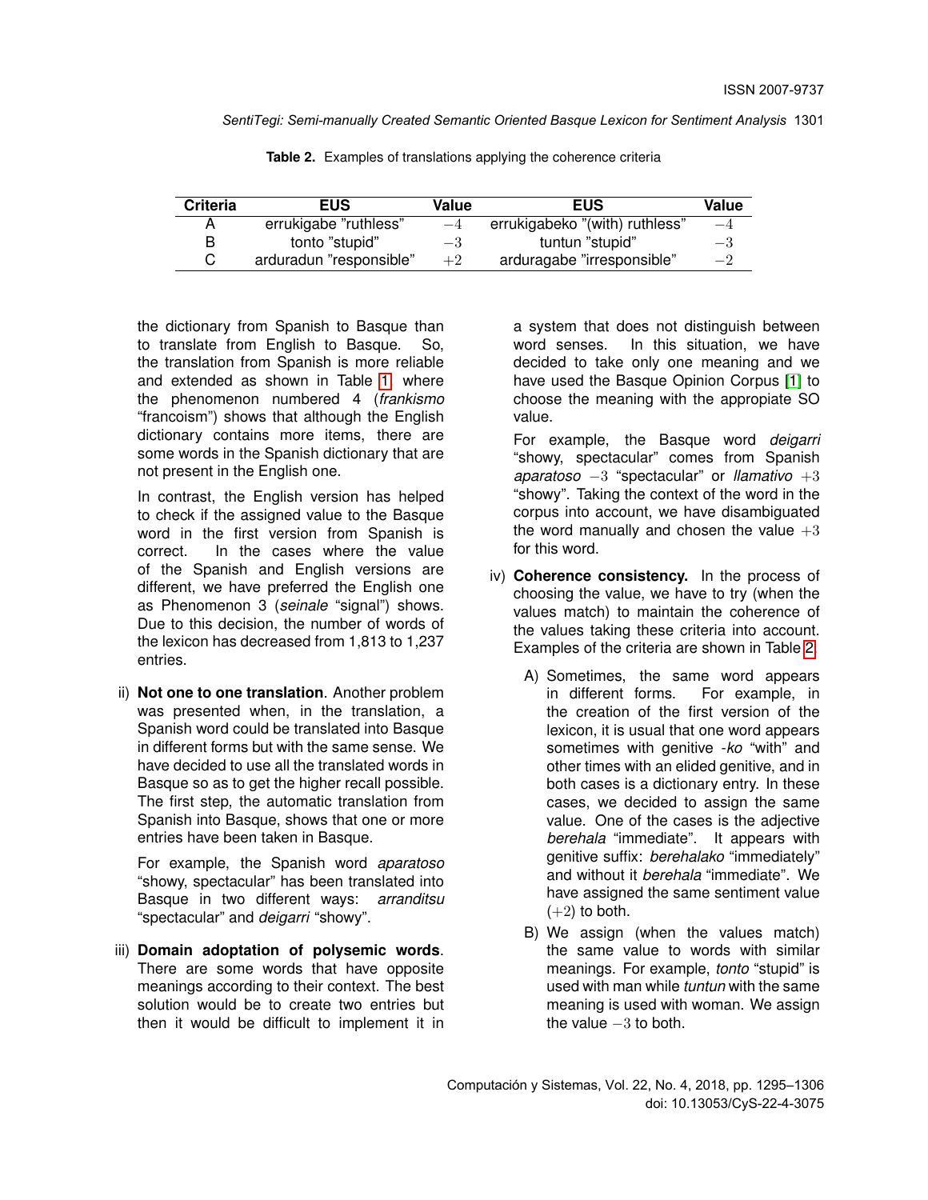**Table 2.** Examples of translations applying the coherence criteria

| Criteria | EUS | Value | EUS | Value |
|---|---|---|---|---|
| A | errukigabe "ruthless" | $-4$ | errukigabeko "(with) ruthless" | $-4$ |
| B | tonto "stupid" | $-3$ | tuntun "stupid" | $-3$ |
| C | arduradun "responsible" | $+2$ | arduragabe "irresponsible" | $-2$ |

the dictionary from Spanish to Basque than to translate from English to Basque. So, the translation from Spanish is more reliable and extended as shown in Table 1, where the phenomenon numbered 4 (*frankismo* "francoism") shows that although the English dictionary contains more items, there are some words in the Spanish dictionary that are not present in the English one.

In contrast, the English version has helped to check if the assigned value to the Basque word in the first version from Spanish is correct. In the cases where the value of the Spanish and English versions are different, we have preferred the English one as Phenomenon 3 (*seinale* "signal") shows. Due to this decision, the number of words of the lexicon has decreased from 1,813 to 1,237 entries.

ii) **Not one to one translation**. Another problem was presented when, in the translation, a Spanish word could be translated into Basque in different forms but with the same sense. We have decided to use all the translated words in Basque so as to get the higher recall possible. The first step, the automatic translation from Spanish into Basque, shows that one or more entries have been taken in Basque.

   For example, the Spanish word *aparatoso* "showy, spectacular" has been translated into Basque in two different ways: *arranditsu* "spectacular" and *deigarri* "showy".

iii) **Domain adoptation of polysemic words**. There are some words that have opposite meanings according to their context. The best solution would be to create two entries but then it would be difficult to implement it in a system that does not distinguish between word senses. In this situation, we have decided to take only one meaning and we have used the Basque Opinion Corpus [1] to choose the meaning with the appropiate SO value.

   For example, the Basque word *deigarri* "showy, spectacular" comes from Spanish *aparatoso* $-3$ "spectacular" or *llamativo* $+3$ "showy". Taking the context of the word in the corpus into account, we have disambiguated the word manually and chosen the value $+3$ for this word.

iv) **Coherence consistency.** In the process of choosing the value, we have to try (when the values match) to maintain the coherence of the values taking these criteria into account. Examples of the criteria are shown in Table 2.

   A) Sometimes, the same word appears in different forms. For example, in the creation of the first version of the lexicon, it is usual that one word appears sometimes with genitive *-ko* "with" and other times with an elided genitive, and in both cases is a dictionary entry. In these cases, we decided to assign the same value. One of the cases is the adjective *berehala* "immediate". It appears with genitive suffix: *berehalako* "immediately" and without it *berehala* "immediate". We have assigned the same sentiment value $(+2)$ to both.

   B) We assign (when the values match) the same value to words with similar meanings. For example, *tonto* "stupid" is used with man while *tuntun* with the same meaning is used with woman. We assign the value $-3$ to both.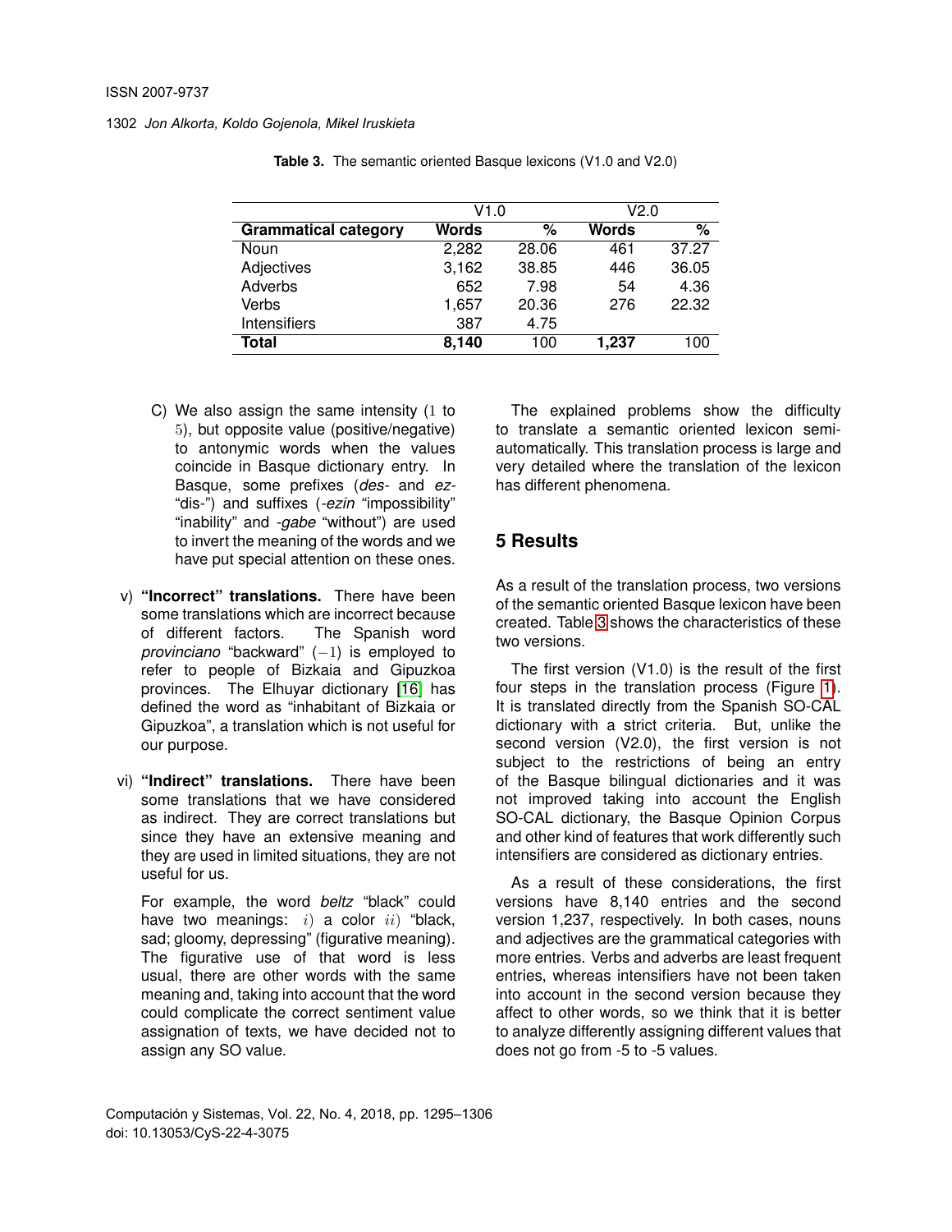**Table 3.** The semantic oriented Basque lexicons (V1.0 and V2.0)

| | V1.0 | | V2.0 | |
|---|---|---|---|---|
| **Grammatical category** | **Words** | **%** | **Words** | **%** |
| Noun | 2,282 | 28.06 | 461 | 37.27 |
| Adjectives | 3,162 | 38.85 | 446 | 36.05 |
| Adverbs | 652 | 7.98 | 54 | 4.36 |
| Verbs | 1,657 | 20.36 | 276 | 22.32 |
| Intensifiers | 387 | 4.75 | | |
| **Total** | **8,140** | 100 | **1,237** | 100 |

C) We also assign the same intensity ($1$ to $5$), but opposite value (positive/negative) to antonymic words when the values coincide in Basque dictionary entry. In Basque, some prefixes (*des-* and *ez-* "dis-") and suffixes (*-ezin* "impossibility" "inability" and *-gabe* "without") are used to invert the meaning of the words and we have put special attention on these ones.

v) **"Incorrect" translations.** There have been some translations which are incorrect because of different factors. The Spanish word *provinciano* "backward" ($-1$) is employed to refer to people of Bizkaia and Gipuzkoa provinces. The Elhuyar dictionary [16] has defined the word as "inhabitant of Bizkaia or Gipuzkoa", a translation which is not useful for our purpose.

vi) **"Indirect" translations.** There have been some translations that we have considered as indirect. They are correct translations but since they have an extensive meaning and they are used in limited situations, they are not useful for us.

For example, the word *beltz* "black" could have two meanings: $i)$ a color $ii)$ "black, sad; gloomy, depressing" (figurative meaning). The figurative use of that word is less usual, there are other words with the same meaning and, taking into account that the word could complicate the correct sentiment value assignation of texts, we have decided not to assign any SO value.

The explained problems show the difficulty to translate a semantic oriented lexicon semi-automatically. This translation process is large and very detailed where the translation of the lexicon has different phenomena.

## 5 Results

As a result of the translation process, two versions of the semantic oriented Basque lexicon have been created. Table 3 shows the characteristics of these two versions.

The first version (V1.0) is the result of the first four steps in the translation process (Figure 1). It is translated directly from the Spanish SO-CAL dictionary with a strict criteria. But, unlike the second version (V2.0), the first version is not subject to the restrictions of being an entry of the Basque bilingual dictionaries and it was not improved taking into account the English SO-CAL dictionary, the Basque Opinion Corpus and other kind of features that work differently such intensifiers are considered as dictionary entries.

As a result of these considerations, the first versions have 8,140 entries and the second version 1,237, respectively. In both cases, nouns and adjectives are the grammatical categories with more entries. Verbs and adverbs are least frequent entries, whereas intensifiers have not been taken into account in the second version because they affect to other words, so we think that it is better to analyze differently assigning different values that does not go from -5 to -5 values.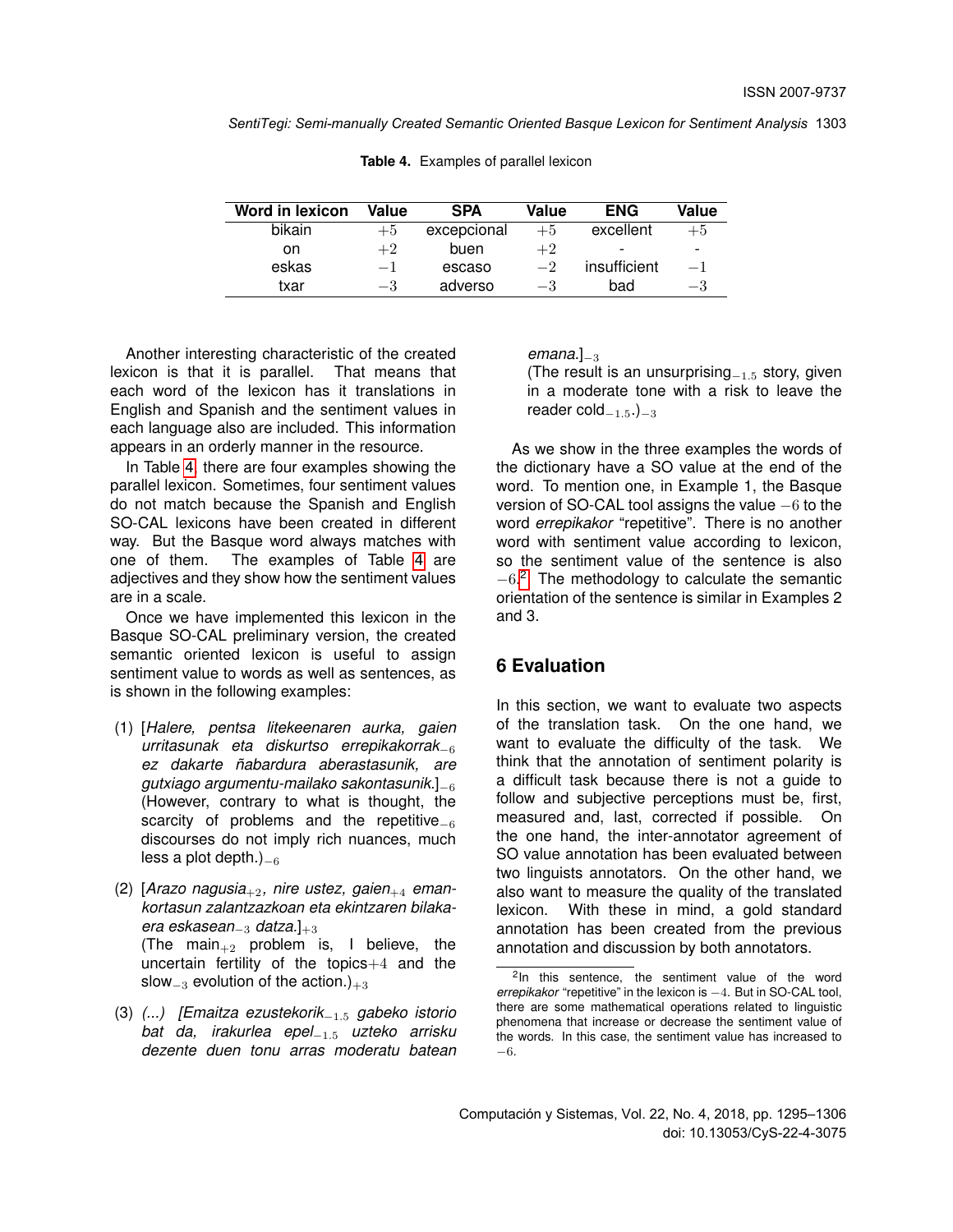**Table 4.** Examples of parallel lexicon

| Word in lexicon | Value | SPA | Value | ENG | Value |
|---|---|---|---|---|---|
| bikain | $+5$ | excepcional | $+5$ | excellent | $+5$ |
| on | $+2$ | buen | $+2$ | - | - |
| eskas | $-1$ | escaso | $-2$ | insufficient | $-1$ |
| txar | $-3$ | adverso | $-3$ | bad | $-3$ |

Another interesting characteristic of the created lexicon is that it is parallel. That means that each word of the lexicon has it translations in English and Spanish and the sentiment values in each language also are included. This information appears in an orderly manner in the resource.

In Table 4, there are four examples showing the parallel lexicon. Sometimes, four sentiment values do not match because the Spanish and English SO-CAL lexicons have been created in different way. But the Basque word always matches with one of them. The examples of Table 4 are adjectives and they show how the sentiment values are in a scale.

Once we have implemented this lexicon in the Basque SO-CAL preliminary version, the created semantic oriented lexicon is useful to assign sentiment value to words as well as sentences, as is shown in the following examples:

(1) [*Halere, pentsa litekeenaren aurka, gaien urritasunak eta diskurtso errepikakorrak*$_{-6}$ *ez dakarte ñabardura aberastasunik, are gutxiago argumentu-mailako sakontasunik.*]$_{-6}$
(However, contrary to what is thought, the scarcity of problems and the repetitive$_{-6}$ discourses do not imply rich nuances, much less a plot depth.)$_{-6}$

(2) [*Arazo nagusia*$_{+2}$*, nire ustez, gaien*$_{+4}$ *emankortasun zalantzazkoan eta ekintzaren bilakaera eskasean*$_{-3}$ *datza.*]$_{+3}$
(The main$_{+2}$ problem is, I believe, the uncertain fertility of the topics$+4$ and the slow$_{-3}$ evolution of the action.)$_{+3}$

(3) *(...) [Emaitza ezustekorik*$_{-1.5}$ *gabeko istorio bat da, irakurlea epel*$_{-1.5}$ *uzteko arrisku dezente duen tonu arras moderatu batean emana.*]$_{-3}$
(The result is an unsurprising$_{-1.5}$ story, given in a moderate tone with a risk to leave the reader cold$_{-1.5}$.)$_{-3}$

As we show in the three examples the words of the dictionary have a SO value at the end of the word. To mention one, in Example 1, the Basque version of SO-CAL tool assigns the value $-6$ to the word *errepikakor* “repetitive”. There is no another word with sentiment value according to lexicon, so the sentiment value of the sentence is also $-6$.[2] The methodology to calculate the semantic orientation of the sentence is similar in Examples 2 and 3.

## 6 Evaluation

In this section, we want to evaluate two aspects of the translation task. On the one hand, we want to evaluate the difficulty of the task. We think that the annotation of sentiment polarity is a difficult task because there is not a guide to follow and subjective perceptions must be, first, measured and, last, corrected if possible. On the one hand, the inter-annotator agreement of SO value annotation has been evaluated between two linguists annotators. On the other hand, we also want to measure the quality of the translated lexicon. With these in mind, a gold standard annotation has been created from the previous annotation and discussion by both annotators.

[2] In this sentence, the sentiment value of the word *errepikakor* “repetitive” in the lexicon is $-4$. But in SO-CAL tool, there are some mathematical operations related to linguistic phenomena that increase or decrease the sentiment value of the words. In this case, the sentiment value has increased to $-6$.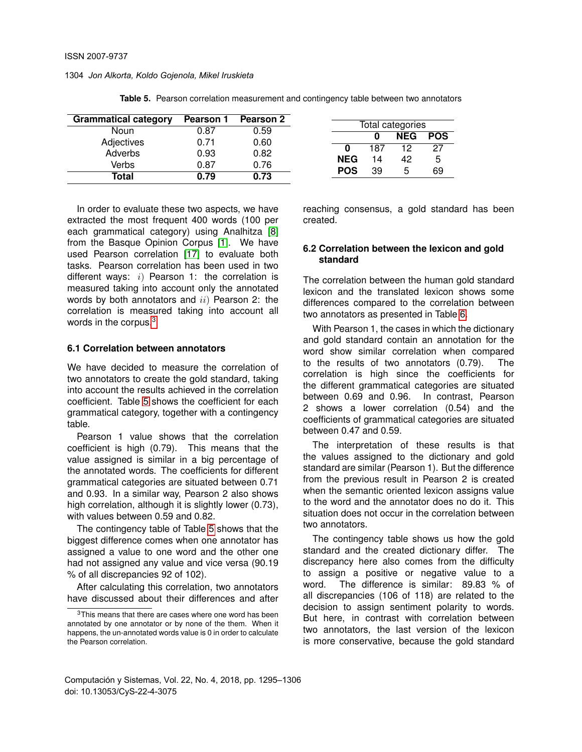Table 5. Pearson correlation measurement and contingency table between two annotators

| Grammatical category | Pearson 1 | Pearson 2 |
|---|---|---|
| Noun | 0.87 | 0.59 |
| Adjectives | 0.71 | 0.60 |
| Adverbs | 0.93 | 0.82 |
| Verbs | 0.87 | 0.76 |
| **Total** | **0.79** | **0.73** |

| Total categories | | | |
|---|---|---|---|
| | **0** | **NEG** | **POS** |
| **0** | 187 | 12 | 27 |
| **NEG** | 14 | 42 | 5 |
| **POS** | 39 | 5 | 69 |

In order to evaluate these two aspects, we have extracted the most frequent 400 words (100 per each grammatical category) using Analhitza [8] from the Basque Opinion Corpus [1]. We have used Pearson correlation [17] to evaluate both tasks. Pearson correlation has been used in two different ways: $i)$ Pearson 1: the correlation is measured taking into account only the annotated words by both annotators and $ii)$ Pearson 2: the correlation is measured taking into account all words in the corpus.[3]

### 6.1 Correlation between annotators

We have decided to measure the correlation of two annotators to create the gold standard, taking into account the results achieved in the correlation coefficient. Table 5 shows the coefficient for each grammatical category, together with a contingency table.

Pearson 1 value shows that the correlation coefficient is high (0.79). This means that the value assigned is similar in a big percentage of the annotated words. The coefficients for different grammatical categories are situated between 0.71 and 0.93. In a similar way, Pearson 2 also shows high correlation, although it is slightly lower (0.73), with values between 0.59 and 0.82.

The contingency table of Table 5 shows that the biggest difference comes when one annotator has assigned a value to one word and the other one had not assigned any value and vice versa (90.19 % of all discrepancies 92 of 102).

After calculating this correlation, two annotators have discussed about their differences and after reaching consensus, a gold standard has been created.

[3]This means that there are cases where one word has been annotated by one annotator or by none of the them. When it happens, the un-annotated words value is 0 in order to calculate the Pearson correlation.

### 6.2 Correlation between the lexicon and gold standard

The correlation between the human gold standard lexicon and the translated lexicon shows some differences compared to the correlation between two annotators as presented in Table 6.

With Pearson 1, the cases in which the dictionary and gold standard contain an annotation for the word show similar correlation when compared to the results of two annotators (0.79). The correlation is high since the coefficients for the different grammatical categories are situated between 0.69 and 0.96. In contrast, Pearson 2 shows a lower correlation (0.54) and the coefficients of grammatical categories are situated between 0.47 and 0.59.

The interpretation of these results is that the values assigned to the dictionary and gold standard are similar (Pearson 1). But the difference from the previous result in Pearson 2 is created when the semantic oriented lexicon assigns value to the word and the annotator does no do it. This situation does not occur in the correlation between two annotators.

The contingency table shows us how the gold standard and the created dictionary differ. The discrepancy here also comes from the difficulty to assign a positive or negative value to a word. The difference is similar: 89.83 % of all discrepancies (106 of 118) are related to the decision to assign sentiment polarity to words. But here, in contrast with correlation between two annotators, the last version of the lexicon is more conservative, because the gold standard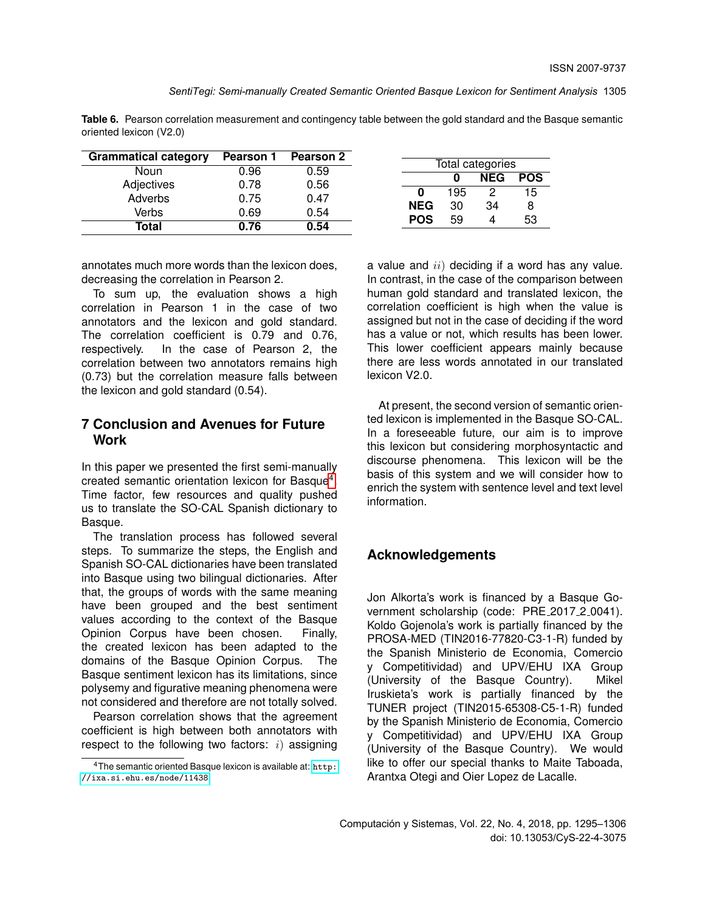**Table 6.** Pearson correlation measurement and contingency table between the gold standard and the Basque semantic oriented lexicon (V2.0)

| Grammatical category | Pearson 1 | Pearson 2 |
|---|---|---|
| Noun | 0.96 | 0.59 |
| Adjectives | 0.78 | 0.56 |
| Adverbs | 0.75 | 0.47 |
| Verbs | 0.69 | 0.54 |
| **Total** | **0.76** | **0.54** |

| Total categories | | | |
|---|---|---|---|
| | **0** | **NEG** | **POS** |
| **0** | 195 | 2 | 15 |
| **NEG** | 30 | 34 | 8 |
| **POS** | 59 | 4 | 53 |

annotates much more words than the lexicon does, decreasing the correlation in Pearson 2.

To sum up, the evaluation shows a high correlation in Pearson 1 in the case of two annotators and the lexicon and gold standard. The correlation coefficient is 0.79 and 0.76, respectively. In the case of Pearson 2, the correlation between two annotators remains high (0.73) but the correlation measure falls between the lexicon and gold standard (0.54).

## 7 Conclusion and Avenues for Future Work

In this paper we presented the first semi-manually created semantic orientation lexicon for Basque[4]. Time factor, few resources and quality pushed us to translate the SO-CAL Spanish dictionary to Basque.

The translation process has followed several steps. To summarize the steps, the English and Spanish SO-CAL dictionaries have been translated into Basque using two bilingual dictionaries. After that, the groups of words with the same meaning have been grouped and the best sentiment values according to the context of the Basque Opinion Corpus have been chosen. Finally, the created lexicon has been adapted to the domains of the Basque Opinion Corpus. The Basque sentiment lexicon has its limitations, since polysemy and figurative meaning phenomena were not considered and therefore are not totally solved.

Pearson correlation shows that the agreement coefficient is high between both annotators with respect to the following two factors: $i)$ assigning a value and $ii)$ deciding if a word has any value. In contrast, in the case of the comparison between human gold standard and translated lexicon, the correlation coefficient is high when the value is assigned but not in the case of deciding if the word has a value or not, which results has been lower. This lower coefficient appears mainly because there are less words annotated in our translated lexicon V2.0.

At present, the second version of semantic oriented lexicon is implemented in the Basque SO-CAL. In a foreseeable future, our aim is to improve this lexicon but considering morphosyntactic and discourse phenomena. This lexicon will be the basis of this system and we will consider how to enrich the system with sentence level and text level information.

## Acknowledgements

Jon Alkorta's work is financed by a Basque Government scholarship (code: PRE_2017_2_0041). Koldo Gojenola's work is partially financed by the PROSA-MED (TIN2016-77820-C3-1-R) funded by the Spanish Ministerio de Economia, Comercio y Competitividad) and UPV/EHU IXA Group (University of the Basque Country). Mikel Iruskieta's work is partially financed by the TUNER project (TIN2015-65308-C5-1-R) funded by the Spanish Ministerio de Economia, Comercio y Competitividad) and UPV/EHU IXA Group (University of the Basque Country). We would like to offer our special thanks to Maite Taboada, Arantxa Otegi and Oier Lopez de Lacalle.

[4] The semantic oriented Basque lexicon is available at: http://ixa.si.ehu.es/node/11438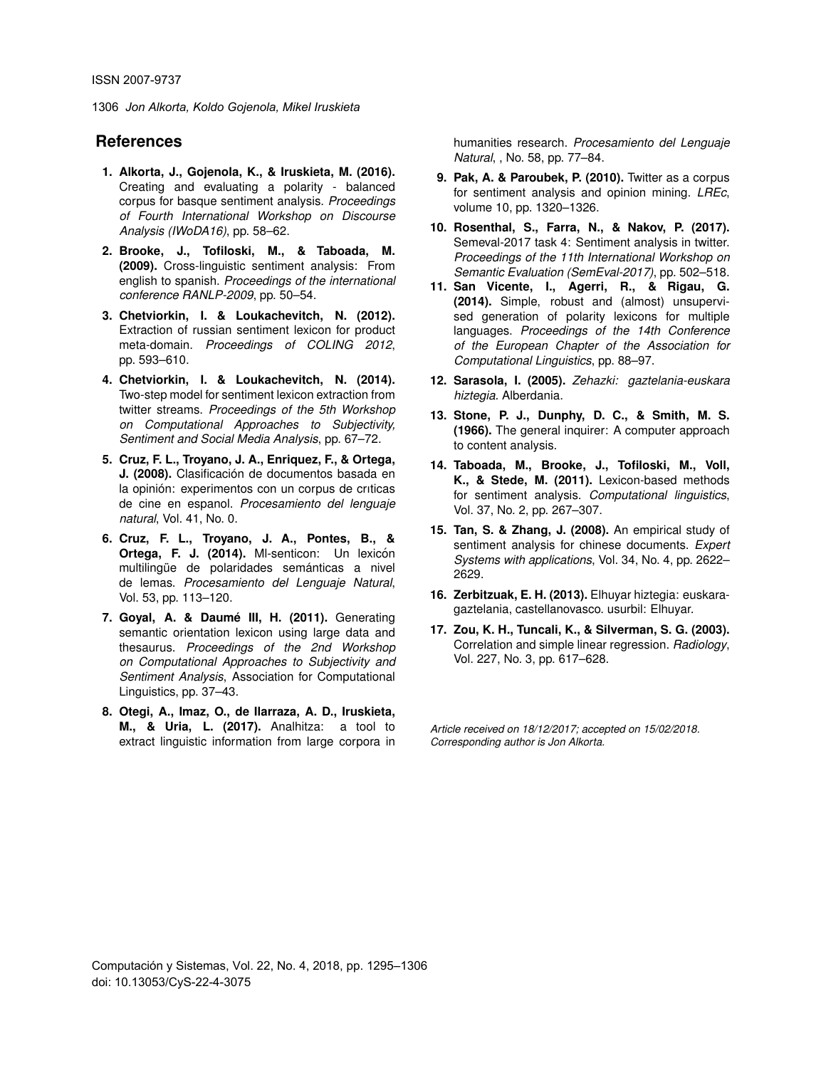## References

1. **Alkorta, J., Gojenola, K., & Iruskieta, M. (2016).** Creating and evaluating a polarity - balanced corpus for basque sentiment analysis. *Proceedings of Fourth International Workshop on Discourse Analysis (IWoDA16)*, pp. 58–62.

2. **Brooke, J., Tofiloski, M., & Taboada, M. (2009).** Cross-linguistic sentiment analysis: From english to spanish. *Proceedings of the international conference RANLP-2009*, pp. 50–54.

3. **Chetviorkin, I. & Loukachevitch, N. (2012).** Extraction of russian sentiment lexicon for product meta-domain. *Proceedings of COLING 2012*, pp. 593–610.

4. **Chetviorkin, I. & Loukachevitch, N. (2014).** Two-step model for sentiment lexicon extraction from twitter streams. *Proceedings of the 5th Workshop on Computational Approaches to Subjectivity, Sentiment and Social Media Analysis*, pp. 67–72.

5. **Cruz, F. L., Troyano, J. A., Enriquez, F., & Ortega, J. (2008).** Clasificación de documentos basada en la opinión: experimentos con un corpus de crıticas de cine en espanol. *Procesamiento del lenguaje natural*, Vol. 41, No. 0.

6. **Cruz, F. L., Troyano, J. A., Pontes, B., & Ortega, F. J. (2014).** Ml-senticon: Un lexicón multilingüe de polaridades semánticas a nivel de lemas. *Procesamiento del Lenguaje Natural*, Vol. 53, pp. 113–120.

7. **Goyal, A. & Daumé III, H. (2011).** Generating semantic orientation lexicon using large data and thesaurus. *Proceedings of the 2nd Workshop on Computational Approaches to Subjectivity and Sentiment Analysis*, Association for Computational Linguistics, pp. 37–43.

8. **Otegi, A., Imaz, O., de Ilarraza, A. D., Iruskieta, M., & Uria, L. (2017).** Analhitza: a tool to extract linguistic information from large corpora in humanities research. *Procesamiento del Lenguaje Natural*, , No. 58, pp. 77–84.

9. **Pak, A. & Paroubek, P. (2010).** Twitter as a corpus for sentiment analysis and opinion mining. *LREc*, volume 10, pp. 1320–1326.

10. **Rosenthal, S., Farra, N., & Nakov, P. (2017).** Semeval-2017 task 4: Sentiment analysis in twitter. *Proceedings of the 11th International Workshop on Semantic Evaluation (SemEval-2017)*, pp. 502–518.

11. **San Vicente, I., Agerri, R., & Rigau, G. (2014).** Simple, robust and (almost) unsupervised generation of polarity lexicons for multiple languages. *Proceedings of the 14th Conference of the European Chapter of the Association for Computational Linguistics*, pp. 88–97.

12. **Sarasola, I. (2005).** *Zehazki: gaztelania-euskara hiztegia*. Alberdania.

13. **Stone, P. J., Dunphy, D. C., & Smith, M. S. (1966).** The general inquirer: A computer approach to content analysis.

14. **Taboada, M., Brooke, J., Tofiloski, M., Voll, K., & Stede, M. (2011).** Lexicon-based methods for sentiment analysis. *Computational linguistics*, Vol. 37, No. 2, pp. 267–307.

15. **Tan, S. & Zhang, J. (2008).** An empirical study of sentiment analysis for chinese documents. *Expert Systems with applications*, Vol. 34, No. 4, pp. 2622–2629.

16. **Zerbitzuak, E. H. (2013).** Elhuyar hiztegia: euskara-gaztelania, castellanovasco. usurbil: Elhuyar.

17. **Zou, K. H., Tuncali, K., & Silverman, S. G. (2003).** Correlation and simple linear regression. *Radiology*, Vol. 227, No. 3, pp. 617–628.

*Article received on 18/12/2017; accepted on 15/02/2018. Corresponding author is Jon Alkorta.*